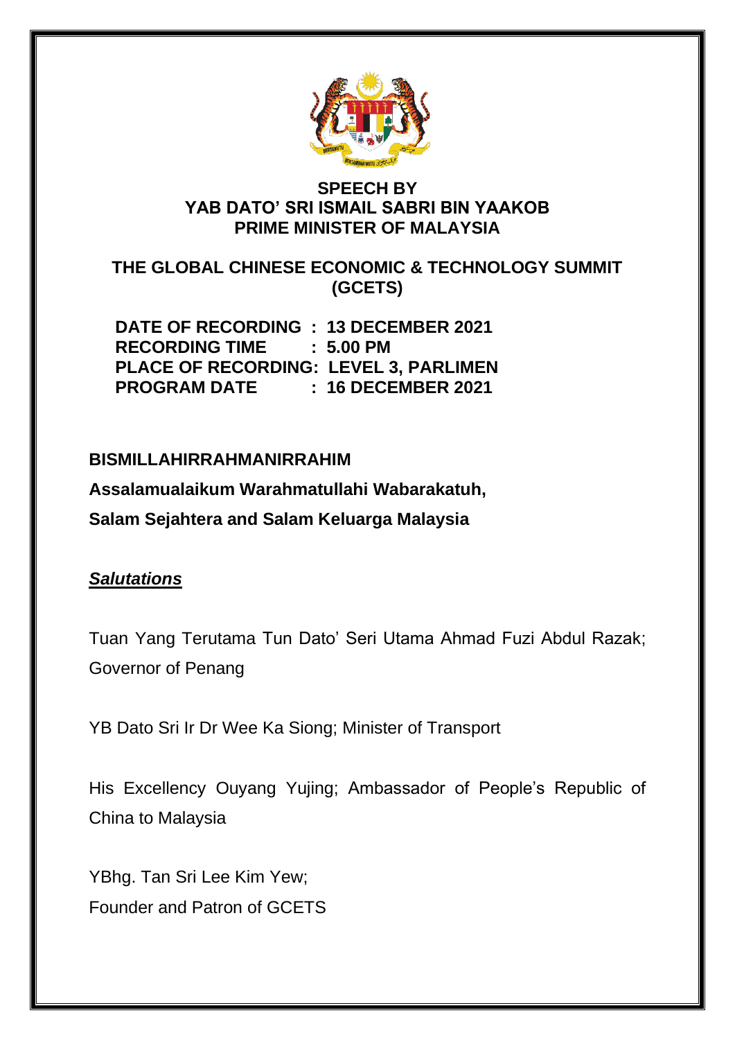**SPEECH BY**
**YAB DATO' SRI ISMAIL SABRI BIN YAAKOB**
**PRIME MINISTER OF MALAYSIA**

**THE GLOBAL CHINESE ECONOMIC & TECHNOLOGY SUMMIT (GCETS)**

**DATE OF RECORDING : 13 DECEMBER 2021**
**RECORDING TIME : 5.00 PM**
**PLACE OF RECORDING: LEVEL 3, PARLIMEN**
**PROGRAM DATE : 16 DECEMBER 2021**

**BISMILLAHIRRAHMANIRRAHIM**

**Assalamualaikum Warahmatullahi Wabarakatuh,**

**Salam Sejahtera and Salam Keluarga Malaysia**

***Salutations***

Tuan Yang Terutama Tun Dato' Seri Utama Ahmad Fuzi Abdul Razak; Governor of Penang

YB Dato Sri Ir Dr Wee Ka Siong; Minister of Transport

His Excellency Ouyang Yujing; Ambassador of People's Republic of China to Malaysia

YBhg. Tan Sri Lee Kim Yew;
Founder and Patron of GCETS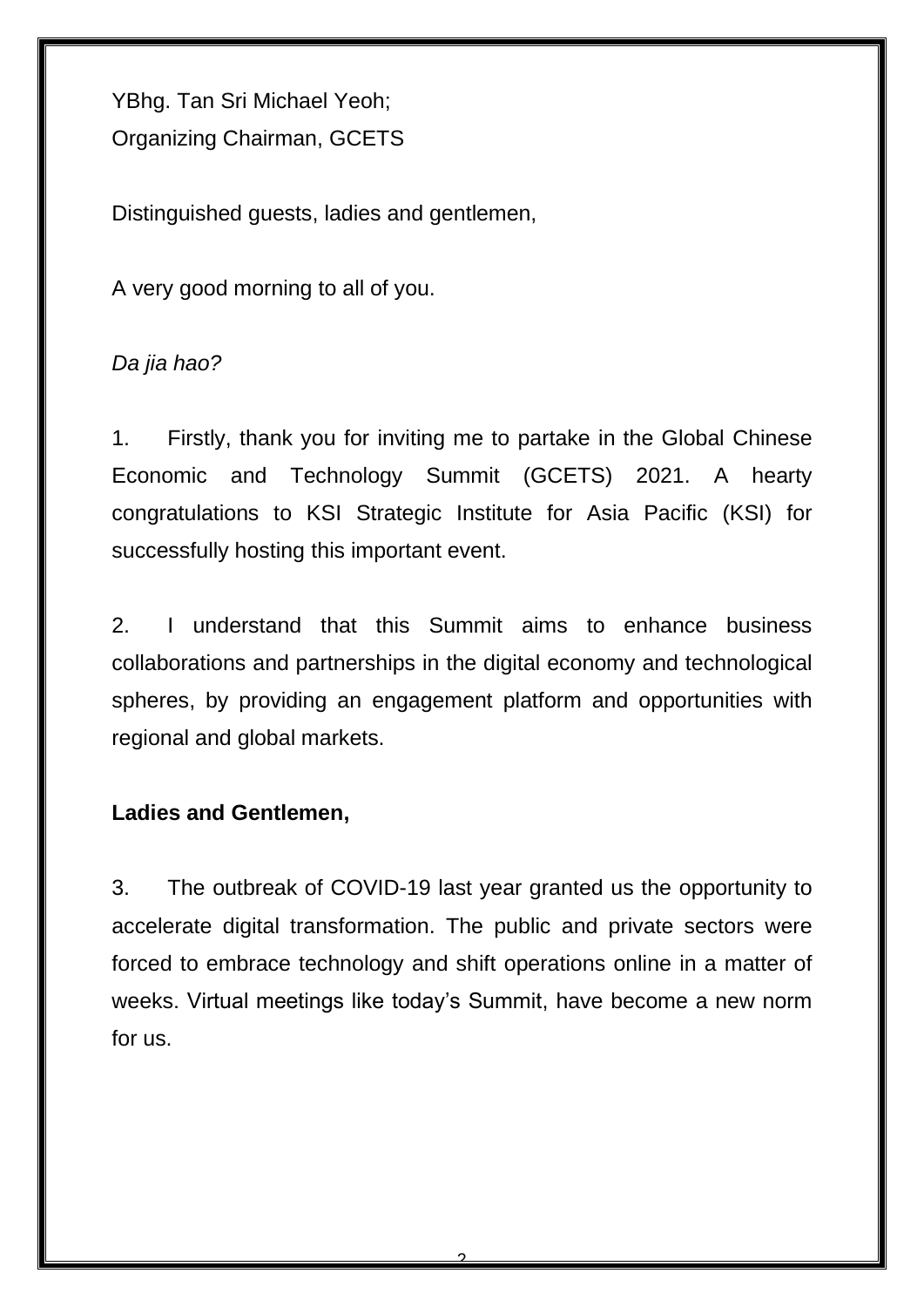YBhg. Tan Sri Michael Yeoh;
Organizing Chairman, GCETS

Distinguished guests, ladies and gentlemen,

A very good morning to all of you.

*Da jia hao?*

1. Firstly, thank you for inviting me to partake in the Global Chinese Economic and Technology Summit (GCETS) 2021. A hearty congratulations to KSI Strategic Institute for Asia Pacific (KSI) for successfully hosting this important event.

2. I understand that this Summit aims to enhance business collaborations and partnerships in the digital economy and technological spheres, by providing an engagement platform and opportunities with regional and global markets.

**Ladies and Gentlemen,**

3. The outbreak of COVID-19 last year granted us the opportunity to accelerate digital transformation. The public and private sectors were forced to embrace technology and shift operations online in a matter of weeks. Virtual meetings like today's Summit, have become a new norm for us.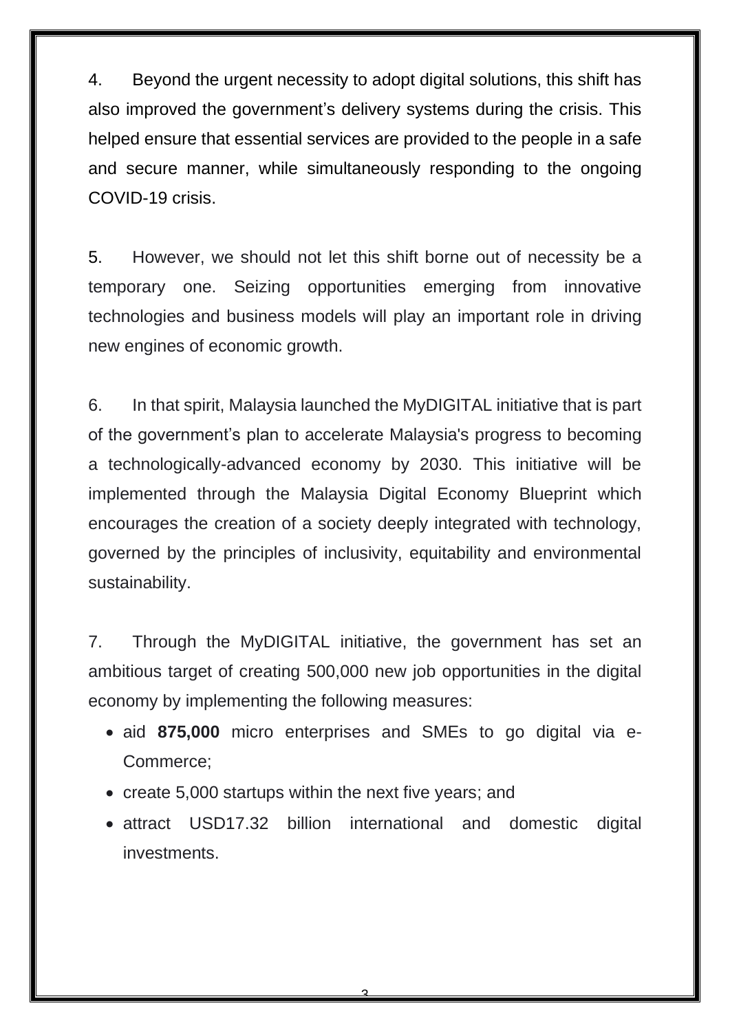4. Beyond the urgent necessity to adopt digital solutions, this shift has also improved the government's delivery systems during the crisis. This helped ensure that essential services are provided to the people in a safe and secure manner, while simultaneously responding to the ongoing COVID-19 crisis.

5. However, we should not let this shift borne out of necessity be a temporary one. Seizing opportunities emerging from innovative technologies and business models will play an important role in driving new engines of economic growth.

6. In that spirit, Malaysia launched the MyDIGITAL initiative that is part of the government's plan to accelerate Malaysia's progress to becoming a technologically-advanced economy by 2030. This initiative will be implemented through the Malaysia Digital Economy Blueprint which encourages the creation of a society deeply integrated with technology, governed by the principles of inclusivity, equitability and environmental sustainability.

7. Through the MyDIGITAL initiative, the government has set an ambitious target of creating 500,000 new job opportunities in the digital economy by implementing the following measures:

- aid **875,000** micro enterprises and SMEs to go digital via e-Commerce;
- create 5,000 startups within the next five years; and
- attract USD17.32 billion international and domestic digital investments.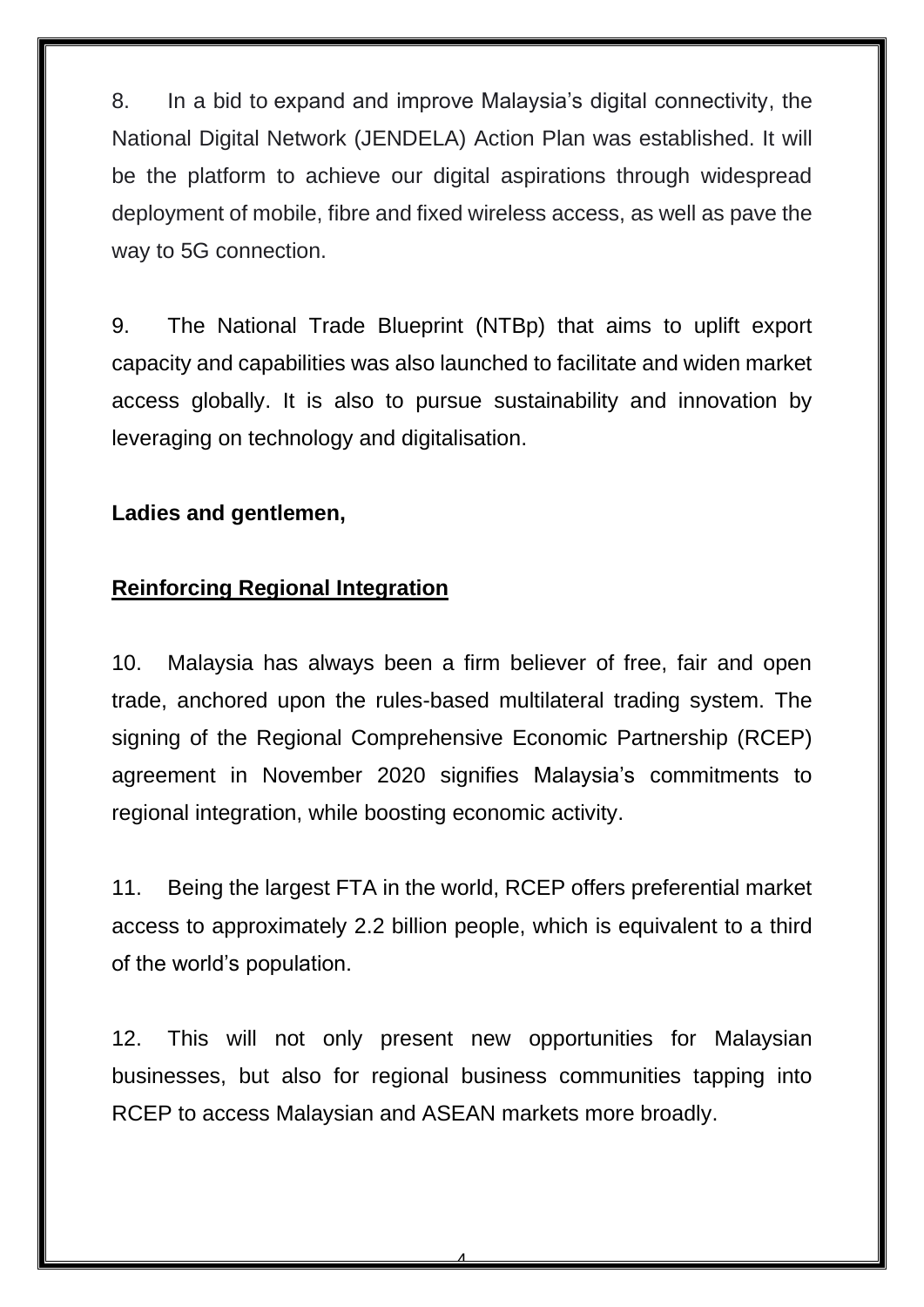8. In a bid to expand and improve Malaysia's digital connectivity, the National Digital Network (JENDELA) Action Plan was established. It will be the platform to achieve our digital aspirations through widespread deployment of mobile, fibre and fixed wireless access, as well as pave the way to 5G connection.

9. The National Trade Blueprint (NTBp) that aims to uplift export capacity and capabilities was also launched to facilitate and widen market access globally. It is also to pursue sustainability and innovation by leveraging on technology and digitalisation.

**Ladies and gentlemen,**

**<u>Reinforcing Regional Integration</u>**

10. Malaysia has always been a firm believer of free, fair and open trade, anchored upon the rules-based multilateral trading system. The signing of the Regional Comprehensive Economic Partnership (RCEP) agreement in November 2020 signifies Malaysia's commitments to regional integration, while boosting economic activity.

11. Being the largest FTA in the world, RCEP offers preferential market access to approximately 2.2 billion people, which is equivalent to a third of the world's population.

12. This will not only present new opportunities for Malaysian businesses, but also for regional business communities tapping into RCEP to access Malaysian and ASEAN markets more broadly.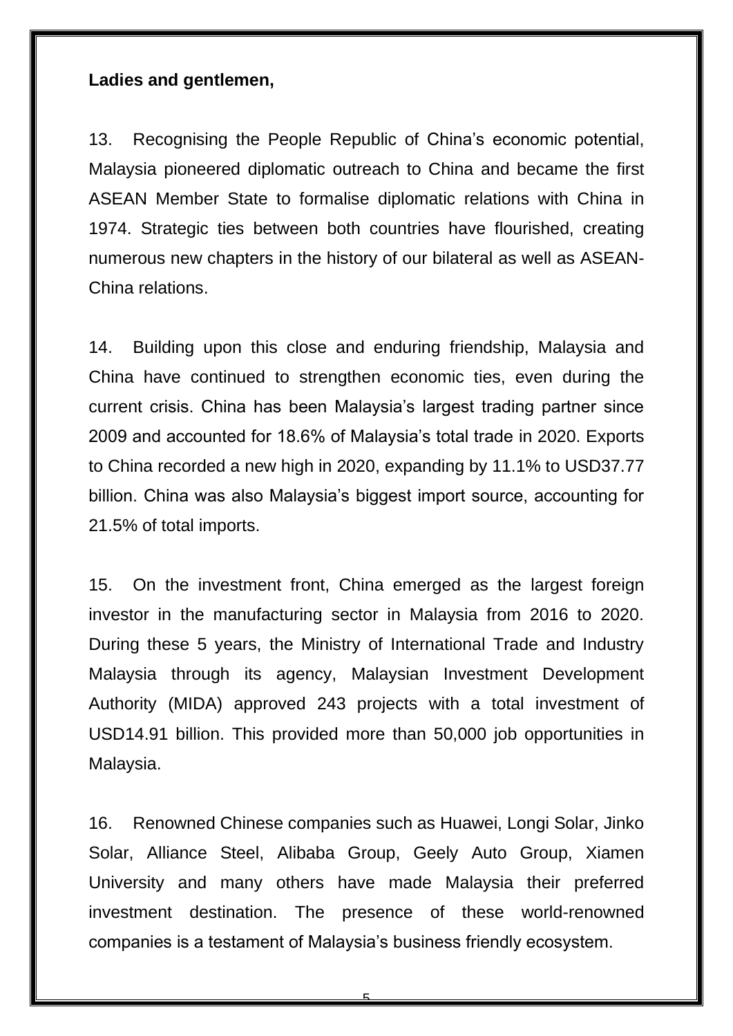**Ladies and gentlemen,**

13. Recognising the People Republic of China's economic potential, Malaysia pioneered diplomatic outreach to China and became the first ASEAN Member State to formalise diplomatic relations with China in 1974. Strategic ties between both countries have flourished, creating numerous new chapters in the history of our bilateral as well as ASEAN-China relations.

14. Building upon this close and enduring friendship, Malaysia and China have continued to strengthen economic ties, even during the current crisis. China has been Malaysia's largest trading partner since 2009 and accounted for 18.6% of Malaysia's total trade in 2020. Exports to China recorded a new high in 2020, expanding by 11.1% to USD37.77 billion. China was also Malaysia's biggest import source, accounting for 21.5% of total imports.

15. On the investment front, China emerged as the largest foreign investor in the manufacturing sector in Malaysia from 2016 to 2020. During these 5 years, the Ministry of International Trade and Industry Malaysia through its agency, Malaysian Investment Development Authority (MIDA) approved 243 projects with a total investment of USD14.91 billion. This provided more than 50,000 job opportunities in Malaysia.

16. Renowned Chinese companies such as Huawei, Longi Solar, Jinko Solar, Alliance Steel, Alibaba Group, Geely Auto Group, Xiamen University and many others have made Malaysia their preferred investment destination. The presence of these world-renowned companies is a testament of Malaysia's business friendly ecosystem.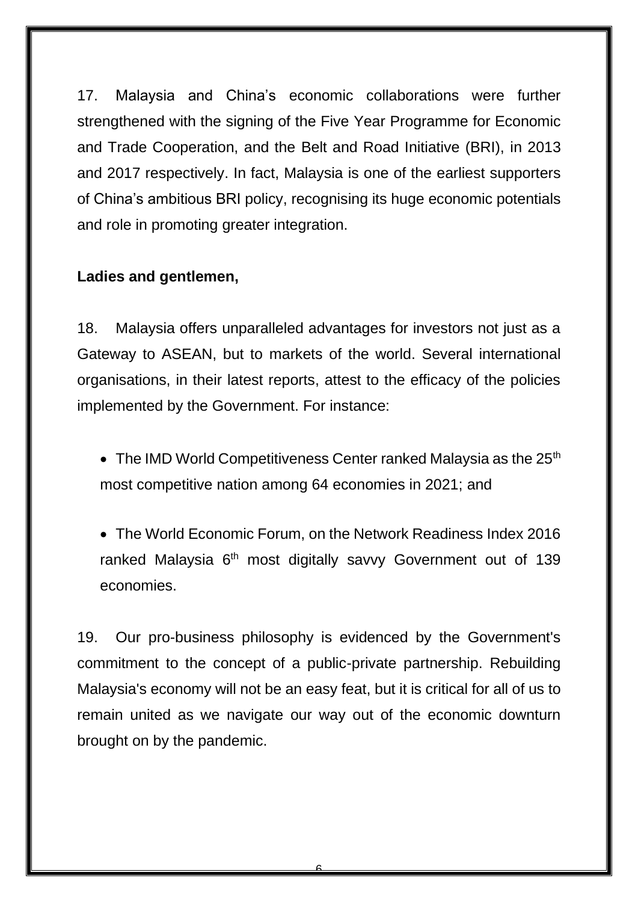17. Malaysia and China's economic collaborations were further strengthened with the signing of the Five Year Programme for Economic and Trade Cooperation, and the Belt and Road Initiative (BRI), in 2013 and 2017 respectively. In fact, Malaysia is one of the earliest supporters of China's ambitious BRI policy, recognising its huge economic potentials and role in promoting greater integration.

**Ladies and gentlemen,**

18. Malaysia offers unparalleled advantages for investors not just as a Gateway to ASEAN, but to markets of the world. Several international organisations, in their latest reports, attest to the efficacy of the policies implemented by the Government. For instance:

- The IMD World Competitiveness Center ranked Malaysia as the 25th most competitive nation among 64 economies in 2021; and
- The World Economic Forum, on the Network Readiness Index 2016 ranked Malaysia 6th most digitally savvy Government out of 139 economies.

19. Our pro-business philosophy is evidenced by the Government's commitment to the concept of a public-private partnership. Rebuilding Malaysia's economy will not be an easy feat, but it is critical for all of us to remain united as we navigate our way out of the economic downturn brought on by the pandemic.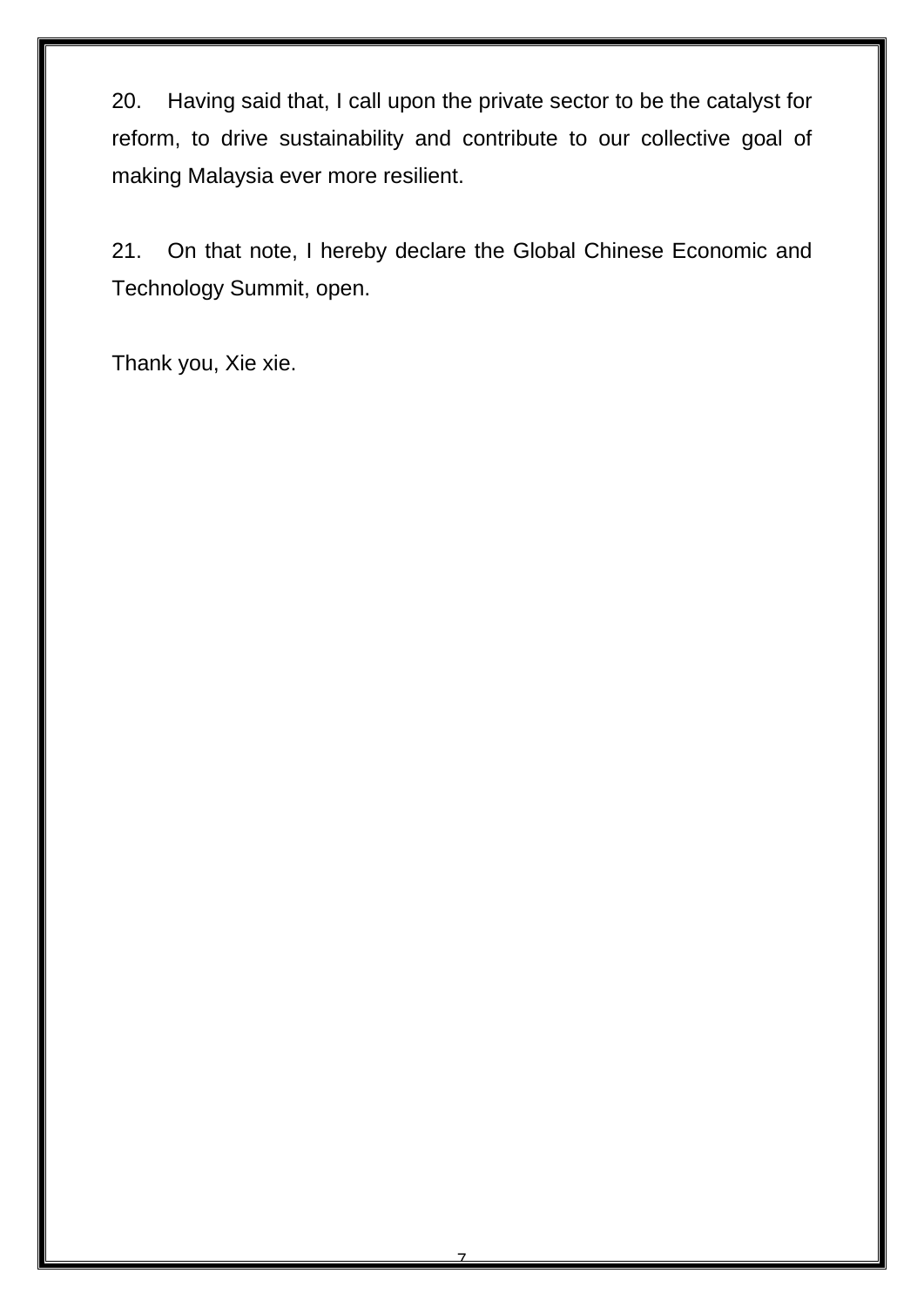20. Having said that, I call upon the private sector to be the catalyst for reform, to drive sustainability and contribute to our collective goal of making Malaysia ever more resilient.

21. On that note, I hereby declare the Global Chinese Economic and Technology Summit, open.

Thank you, Xie xie.